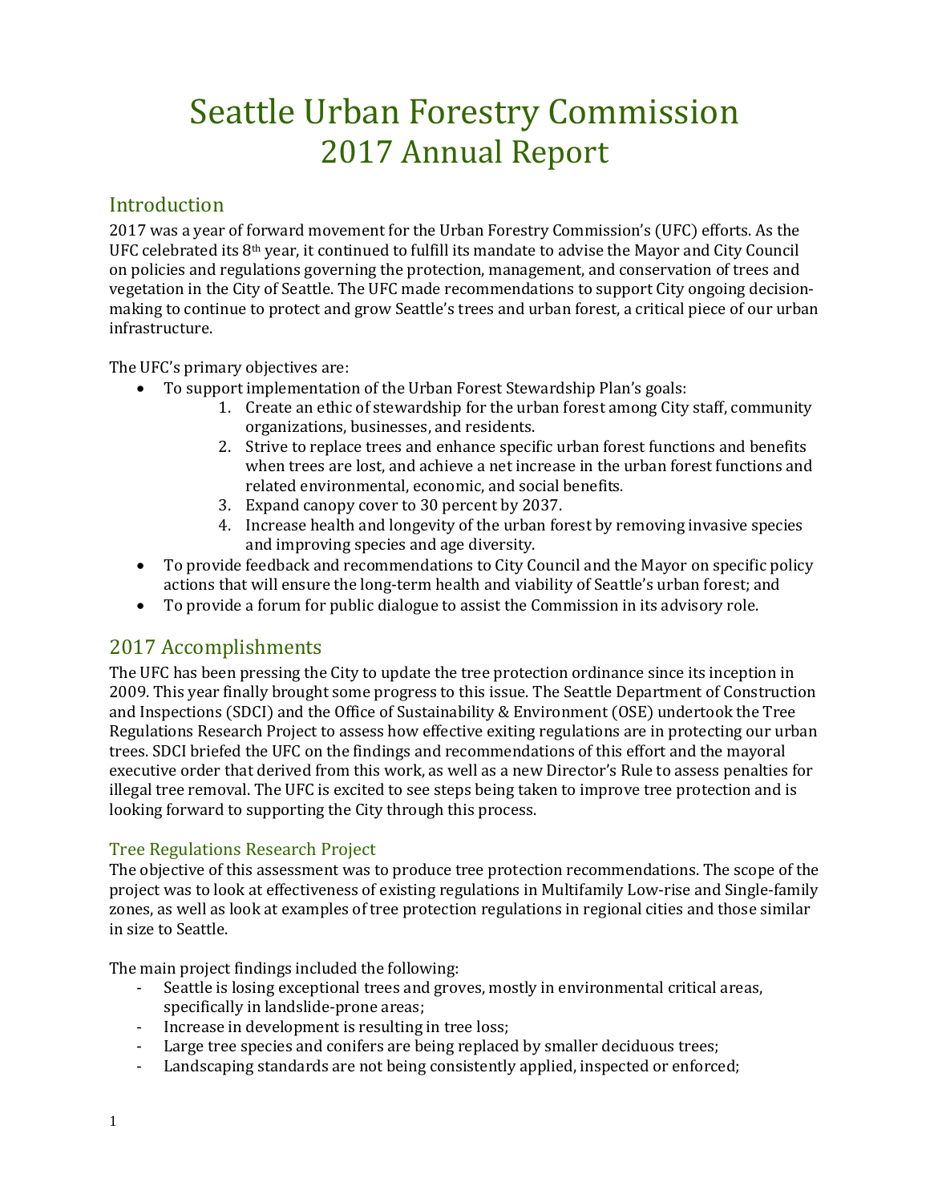# Seattle Urban Forestry Commission 2017 Annual Report

## Introduction

2017 was a year of forward movement for the Urban Forestry Commission's (UFC) efforts. As the UFC celebrated its 8th year, it continued to fulfill its mandate to advise the Mayor and City Council on policies and regulations governing the protection, management, and conservation of trees and vegetation in the City of Seattle. The UFC made recommendations to support City ongoing decision-making to continue to protect and grow Seattle's trees and urban forest, a critical piece of our urban infrastructure.

The UFC's primary objectives are:

- To support implementation of the Urban Forest Stewardship Plan's goals:
    1. Create an ethic of stewardship for the urban forest among City staff, community organizations, businesses, and residents.
    2. Strive to replace trees and enhance specific urban forest functions and benefits when trees are lost, and achieve a net increase in the urban forest functions and related environmental, economic, and social benefits.
    3. Expand canopy cover to 30 percent by 2037.
    4. Increase health and longevity of the urban forest by removing invasive species and improving species and age diversity.
- To provide feedback and recommendations to City Council and the Mayor on specific policy actions that will ensure the long-term health and viability of Seattle's urban forest; and
- To provide a forum for public dialogue to assist the Commission in its advisory role.

## 2017 Accomplishments

The UFC has been pressing the City to update the tree protection ordinance since its inception in 2009. This year finally brought some progress to this issue. The Seattle Department of Construction and Inspections (SDCI) and the Office of Sustainability & Environment (OSE) undertook the Tree Regulations Research Project to assess how effective exiting regulations are in protecting our urban trees. SDCI briefed the UFC on the findings and recommendations of this effort and the mayoral executive order that derived from this work, as well as a new Director's Rule to assess penalties for illegal tree removal. The UFC is excited to see steps being taken to improve tree protection and is looking forward to supporting the City through this process.

### Tree Regulations Research Project

The objective of this assessment was to produce tree protection recommendations. The scope of the project was to look at effectiveness of existing regulations in Multifamily Low-rise and Single-family zones, as well as look at examples of tree protection regulations in regional cities and those similar in size to Seattle.

The main project findings included the following:

- Seattle is losing exceptional trees and groves, mostly in environmental critical areas, specifically in landslide-prone areas;
- Increase in development is resulting in tree loss;
- Large tree species and conifers are being replaced by smaller deciduous trees;
- Landscaping standards are not being consistently applied, inspected or enforced;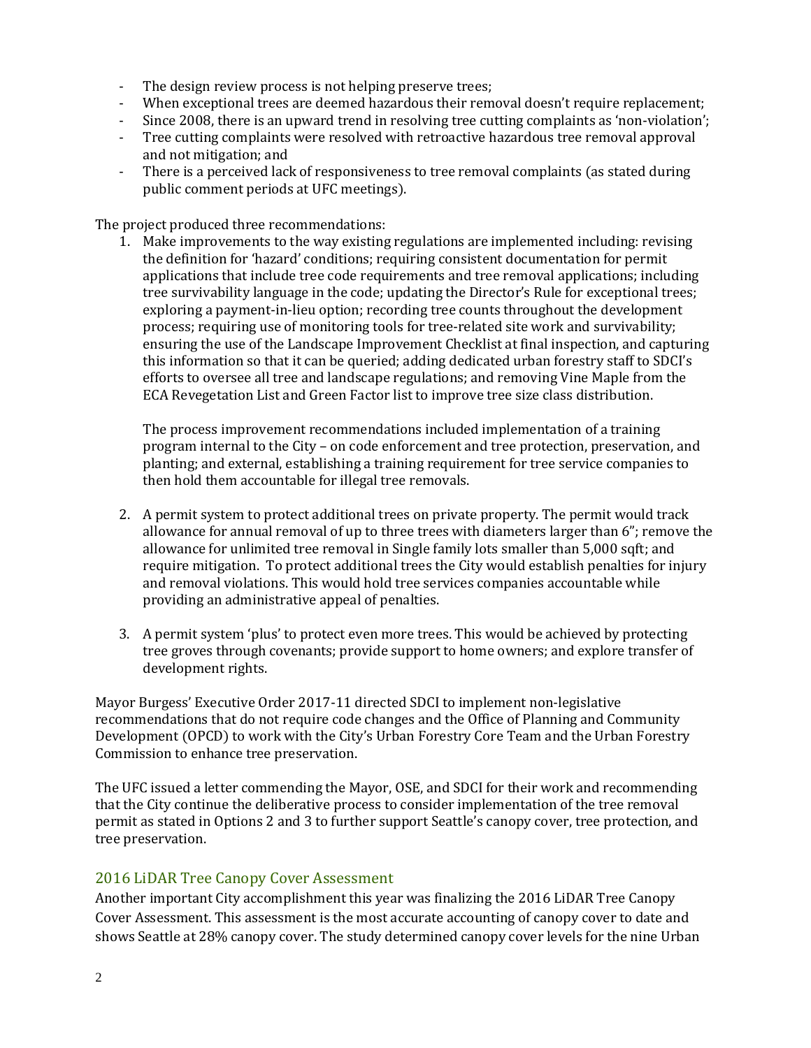- The design review process is not helping preserve trees;
- When exceptional trees are deemed hazardous their removal doesn't require replacement;
- Since 2008, there is an upward trend in resolving tree cutting complaints as 'non-violation';
- Tree cutting complaints were resolved with retroactive hazardous tree removal approval and not mitigation; and
- There is a perceived lack of responsiveness to tree removal complaints (as stated during public comment periods at UFC meetings).

The project produced three recommendations:

1. Make improvements to the way existing regulations are implemented including: revising the definition for 'hazard' conditions; requiring consistent documentation for permit applications that include tree code requirements and tree removal applications; including tree survivability language in the code; updating the Director's Rule for exceptional trees; exploring a payment-in-lieu option; recording tree counts throughout the development process; requiring use of monitoring tools for tree-related site work and survivability; ensuring the use of the Landscape Improvement Checklist at final inspection, and capturing this information so that it can be queried; adding dedicated urban forestry staff to SDCI's efforts to oversee all tree and landscape regulations; and removing Vine Maple from the ECA Revegetation List and Green Factor list to improve tree size class distribution.

   The process improvement recommendations included implementation of a training program internal to the City – on code enforcement and tree protection, preservation, and planting; and external, establishing a training requirement for tree service companies to then hold them accountable for illegal tree removals.

2. A permit system to protect additional trees on private property. The permit would track allowance for annual removal of up to three trees with diameters larger than 6"; remove the allowance for unlimited tree removal in Single family lots smaller than 5,000 sqft; and require mitigation. To protect additional trees the City would establish penalties for injury and removal violations. This would hold tree services companies accountable while providing an administrative appeal of penalties.

3. A permit system 'plus' to protect even more trees. This would be achieved by protecting tree groves through covenants; provide support to home owners; and explore transfer of development rights.

Mayor Burgess' Executive Order 2017-11 directed SDCI to implement non-legislative recommendations that do not require code changes and the Office of Planning and Community Development (OPCD) to work with the City's Urban Forestry Core Team and the Urban Forestry Commission to enhance tree preservation.

The UFC issued a letter commending the Mayor, OSE, and SDCI for their work and recommending that the City continue the deliberative process to consider implementation of the tree removal permit as stated in Options 2 and 3 to further support Seattle's canopy cover, tree protection, and tree preservation.

## 2016 LiDAR Tree Canopy Cover Assessment

Another important City accomplishment this year was finalizing the 2016 LiDAR Tree Canopy Cover Assessment. This assessment is the most accurate accounting of canopy cover to date and shows Seattle at 28% canopy cover. The study determined canopy cover levels for the nine Urban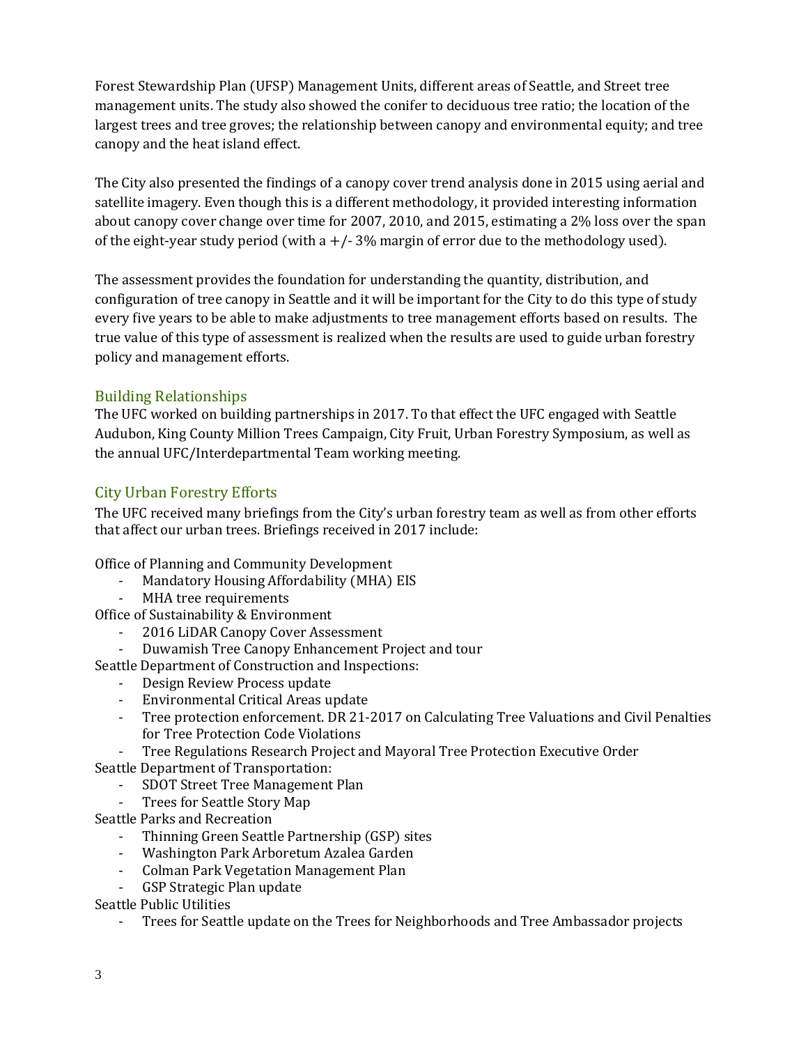Forest Stewardship Plan (UFSP) Management Units, different areas of Seattle, and Street tree management units. The study also showed the conifer to deciduous tree ratio; the location of the largest trees and tree groves; the relationship between canopy and environmental equity; and tree canopy and the heat island effect.

The City also presented the findings of a canopy cover trend analysis done in 2015 using aerial and satellite imagery. Even though this is a different methodology, it provided interesting information about canopy cover change over time for 2007, 2010, and 2015, estimating a 2% loss over the span of the eight-year study period (with a +/- 3% margin of error due to the methodology used).

The assessment provides the foundation for understanding the quantity, distribution, and configuration of tree canopy in Seattle and it will be important for the City to do this type of study every five years to be able to make adjustments to tree management efforts based on results. The true value of this type of assessment is realized when the results are used to guide urban forestry policy and management efforts.

## Building Relationships

The UFC worked on building partnerships in 2017. To that effect the UFC engaged with Seattle Audubon, King County Million Trees Campaign, City Fruit, Urban Forestry Symposium, as well as the annual UFC/Interdepartmental Team working meeting.

## City Urban Forestry Efforts

The UFC received many briefings from the City's urban forestry team as well as from other efforts that affect our urban trees. Briefings received in 2017 include:

Office of Planning and Community Development
- Mandatory Housing Affordability (MHA) EIS
- MHA tree requirements

Office of Sustainability & Environment
- 2016 LiDAR Canopy Cover Assessment
- Duwamish Tree Canopy Enhancement Project and tour

Seattle Department of Construction and Inspections:
- Design Review Process update
- Environmental Critical Areas update
- Tree protection enforcement. DR 21-2017 on Calculating Tree Valuations and Civil Penalties for Tree Protection Code Violations
- Tree Regulations Research Project and Mayoral Tree Protection Executive Order

Seattle Department of Transportation:
- SDOT Street Tree Management Plan
- Trees for Seattle Story Map

Seattle Parks and Recreation
- Thinning Green Seattle Partnership (GSP) sites
- Washington Park Arboretum Azalea Garden
- Colman Park Vegetation Management Plan
- GSP Strategic Plan update

Seattle Public Utilities
- Trees for Seattle update on the Trees for Neighborhoods and Tree Ambassador projects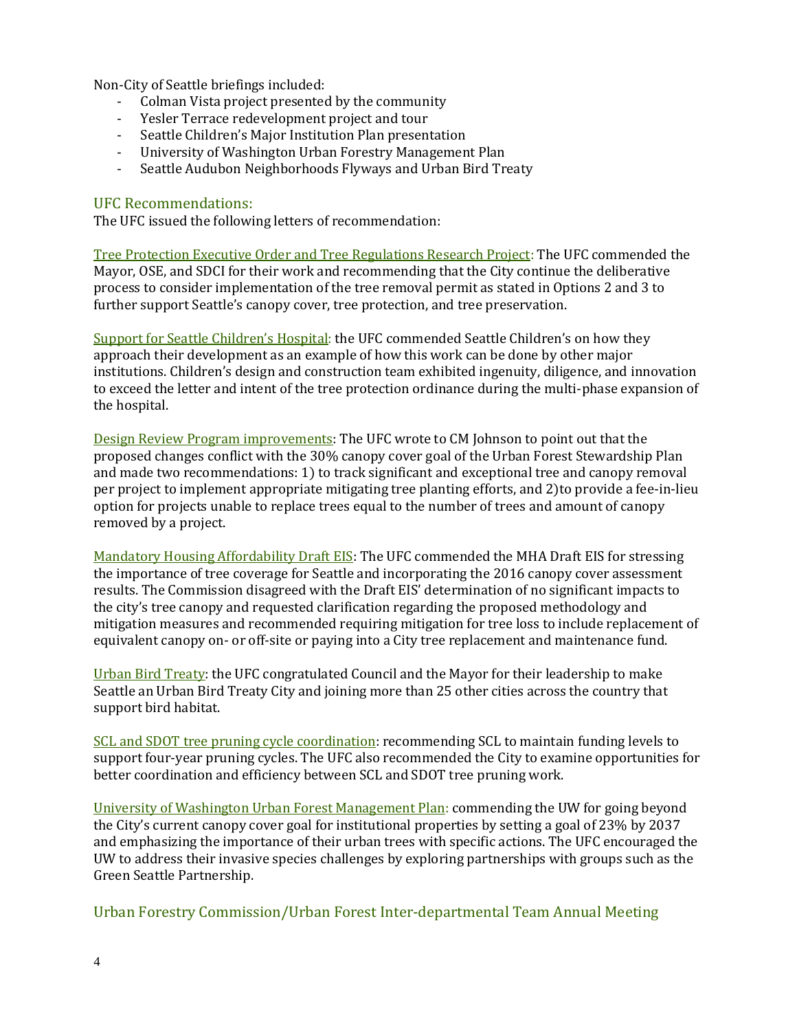Non-City of Seattle briefings included:

- Colman Vista project presented by the community
- Yesler Terrace redevelopment project and tour
- Seattle Children's Major Institution Plan presentation
- University of Washington Urban Forestry Management Plan
- Seattle Audubon Neighborhoods Flyways and Urban Bird Treaty

## UFC Recommendations:

The UFC issued the following letters of recommendation:

Tree Protection Executive Order and Tree Regulations Research Project: The UFC commended the Mayor, OSE, and SDCI for their work and recommending that the City continue the deliberative process to consider implementation of the tree removal permit as stated in Options 2 and 3 to further support Seattle's canopy cover, tree protection, and tree preservation.

Support for Seattle Children's Hospital: the UFC commended Seattle Children's on how they approach their development as an example of how this work can be done by other major institutions. Children's design and construction team exhibited ingenuity, diligence, and innovation to exceed the letter and intent of the tree protection ordinance during the multi-phase expansion of the hospital.

Design Review Program improvements: The UFC wrote to CM Johnson to point out that the proposed changes conflict with the 30% canopy cover goal of the Urban Forest Stewardship Plan and made two recommendations: 1) to track significant and exceptional tree and canopy removal per project to implement appropriate mitigating tree planting efforts, and 2)to provide a fee-in-lieu option for projects unable to replace trees equal to the number of trees and amount of canopy removed by a project.

Mandatory Housing Affordability Draft EIS: The UFC commended the MHA Draft EIS for stressing the importance of tree coverage for Seattle and incorporating the 2016 canopy cover assessment results. The Commission disagreed with the Draft EIS' determination of no significant impacts to the city's tree canopy and requested clarification regarding the proposed methodology and mitigation measures and recommended requiring mitigation for tree loss to include replacement of equivalent canopy on- or off-site or paying into a City tree replacement and maintenance fund.

Urban Bird Treaty: the UFC congratulated Council and the Mayor for their leadership to make Seattle an Urban Bird Treaty City and joining more than 25 other cities across the country that support bird habitat.

SCL and SDOT tree pruning cycle coordination: recommending SCL to maintain funding levels to support four-year pruning cycles. The UFC also recommended the City to examine opportunities for better coordination and efficiency between SCL and SDOT tree pruning work.

University of Washington Urban Forest Management Plan: commending the UW for going beyond the City's current canopy cover goal for institutional properties by setting a goal of 23% by 2037 and emphasizing the importance of their urban trees with specific actions. The UFC encouraged the UW to address their invasive species challenges by exploring partnerships with groups such as the Green Seattle Partnership.

## Urban Forestry Commission/Urban Forest Inter-departmental Team Annual Meeting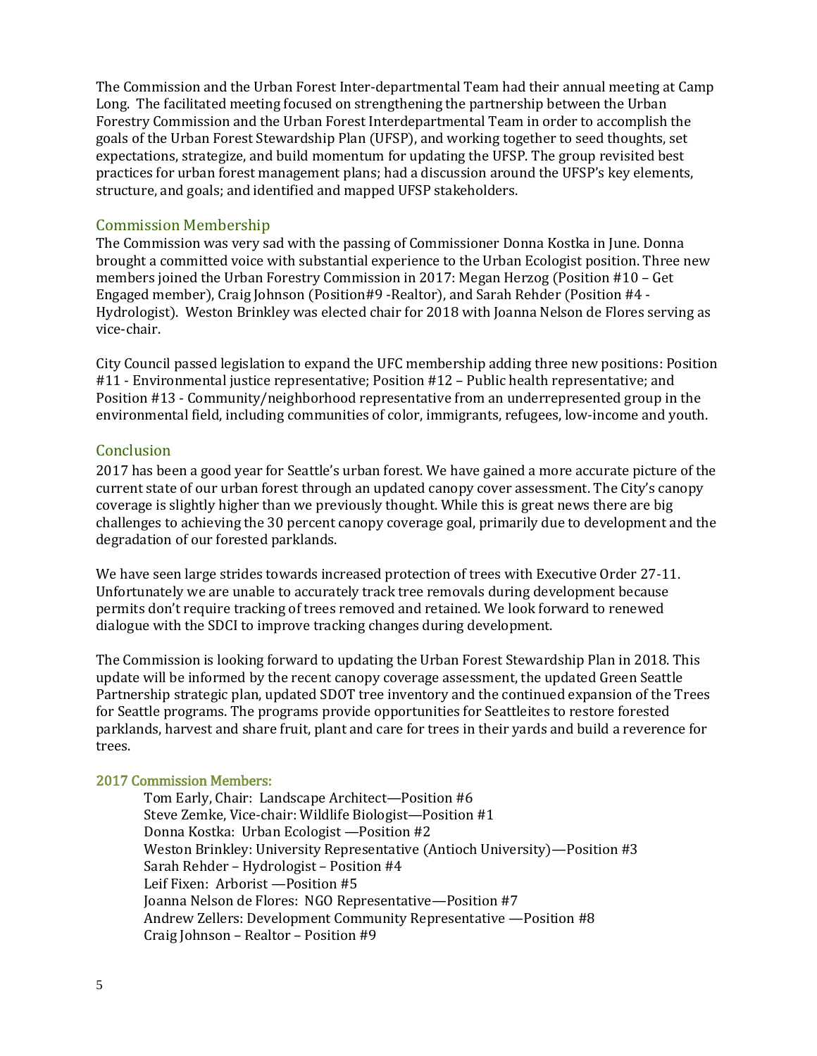The Commission and the Urban Forest Inter-departmental Team had their annual meeting at Camp Long. The facilitated meeting focused on strengthening the partnership between the Urban Forestry Commission and the Urban Forest Interdepartmental Team in order to accomplish the goals of the Urban Forest Stewardship Plan (UFSP), and working together to seed thoughts, set expectations, strategize, and build momentum for updating the UFSP. The group revisited best practices for urban forest management plans; had a discussion around the UFSP's key elements, structure, and goals; and identified and mapped UFSP stakeholders.

## Commission Membership

The Commission was very sad with the passing of Commissioner Donna Kostka in June. Donna brought a committed voice with substantial experience to the Urban Ecologist position. Three new members joined the Urban Forestry Commission in 2017: Megan Herzog (Position #10 – Get Engaged member), Craig Johnson (Position#9 -Realtor), and Sarah Rehder (Position #4 - Hydrologist). Weston Brinkley was elected chair for 2018 with Joanna Nelson de Flores serving as vice-chair.

City Council passed legislation to expand the UFC membership adding three new positions: Position #11 - Environmental justice representative; Position #12 – Public health representative; and Position #13 - Community/neighborhood representative from an underrepresented group in the environmental field, including communities of color, immigrants, refugees, low-income and youth.

## Conclusion

2017 has been a good year for Seattle's urban forest. We have gained a more accurate picture of the current state of our urban forest through an updated canopy cover assessment. The City's canopy coverage is slightly higher than we previously thought. While this is great news there are big challenges to achieving the 30 percent canopy coverage goal, primarily due to development and the degradation of our forested parklands.

We have seen large strides towards increased protection of trees with Executive Order 27-11. Unfortunately we are unable to accurately track tree removals during development because permits don't require tracking of trees removed and retained. We look forward to renewed dialogue with the SDCI to improve tracking changes during development.

The Commission is looking forward to updating the Urban Forest Stewardship Plan in 2018. This update will be informed by the recent canopy coverage assessment, the updated Green Seattle Partnership strategic plan, updated SDOT tree inventory and the continued expansion of the Trees for Seattle programs. The programs provide opportunities for Seattleites to restore forested parklands, harvest and share fruit, plant and care for trees in their yards and build a reverence for trees.

### 2017 Commission Members:

Tom Early, Chair: Landscape Architect—Position #6
Steve Zemke, Vice-chair: Wildlife Biologist—Position #1
Donna Kostka: Urban Ecologist —Position #2
Weston Brinkley: University Representative (Antioch University)—Position #3
Sarah Rehder – Hydrologist – Position #4
Leif Fixen: Arborist —Position #5
Joanna Nelson de Flores: NGO Representative—Position #7
Andrew Zellers: Development Community Representative —Position #8
Craig Johnson – Realtor – Position #9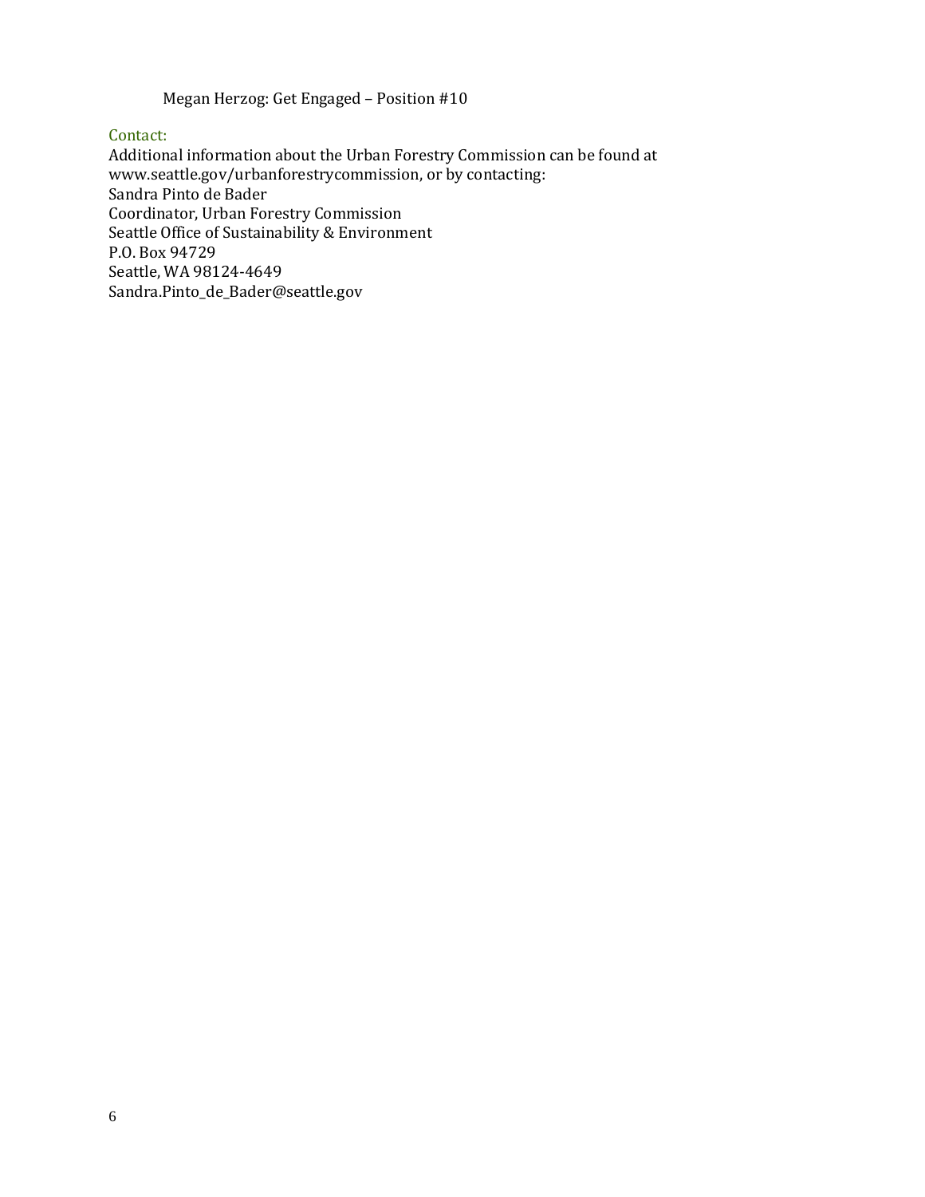Megan Herzog: Get Engaged – Position #10

## Contact:

Additional information about the Urban Forestry Commission can be found at www.seattle.gov/urbanforestrycommission, or by contacting:
Sandra Pinto de Bader
Coordinator, Urban Forestry Commission
Seattle Office of Sustainability & Environment
P.O. Box 94729
Seattle, WA 98124-4649
Sandra.Pinto_de_Bader@seattle.gov